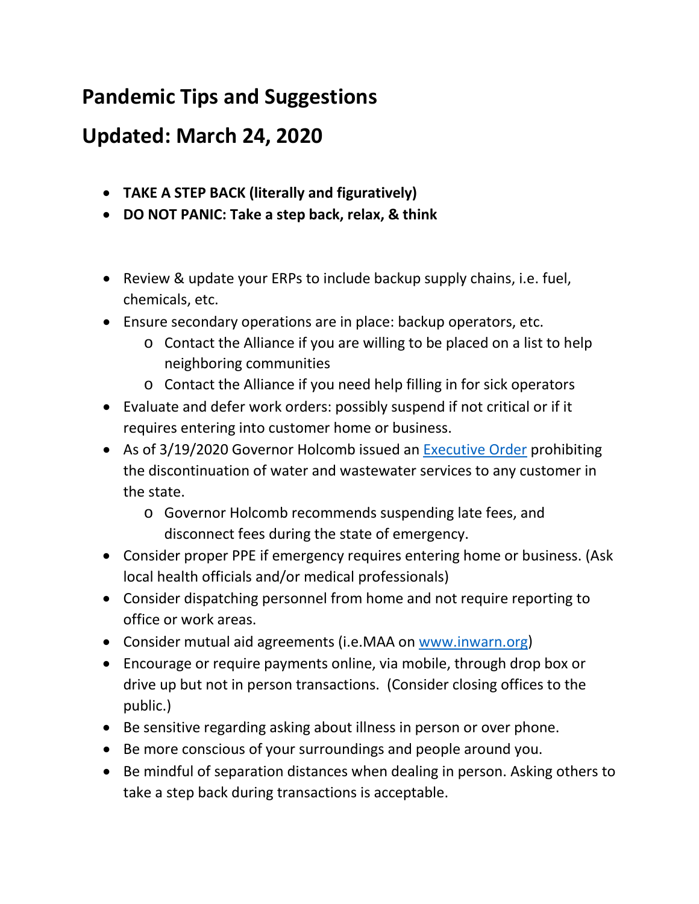## Pandemic Tips and Suggestions

## Updated: March 24, 2020

- **TAKE A STEP BACK (literally and figuratively)**
- **DO NOT PANIC: Take a step back, relax, & think**

- Review & update your ERPs to include backup supply chains, i.e. fuel, chemicals, etc.
- Ensure secondary operations are in place: backup operators, etc.
  - Contact the Alliance if you are willing to be placed on a list to help neighboring communities
  - Contact the Alliance if you need help filling in for sick operators
- Evaluate and defer work orders: possibly suspend if not critical or if it requires entering into customer home or business.
- As of 3/19/2020 Governor Holcomb issued an Executive Order prohibiting the discontinuation of water and wastewater services to any customer in the state.
  - Governor Holcomb recommends suspending late fees, and disconnect fees during the state of emergency.
- Consider proper PPE if emergency requires entering home or business. (Ask local health officials and/or medical professionals)
- Consider dispatching personnel from home and not require reporting to office or work areas.
- Consider mutual aid agreements (i.e.MAA on www.inwarn.org)
- Encourage or require payments online, via mobile, through drop box or drive up but not in person transactions. (Consider closing offices to the public.)
- Be sensitive regarding asking about illness in person or over phone.
- Be more conscious of your surroundings and people around you.
- Be mindful of separation distances when dealing in person. Asking others to take a step back during transactions is acceptable.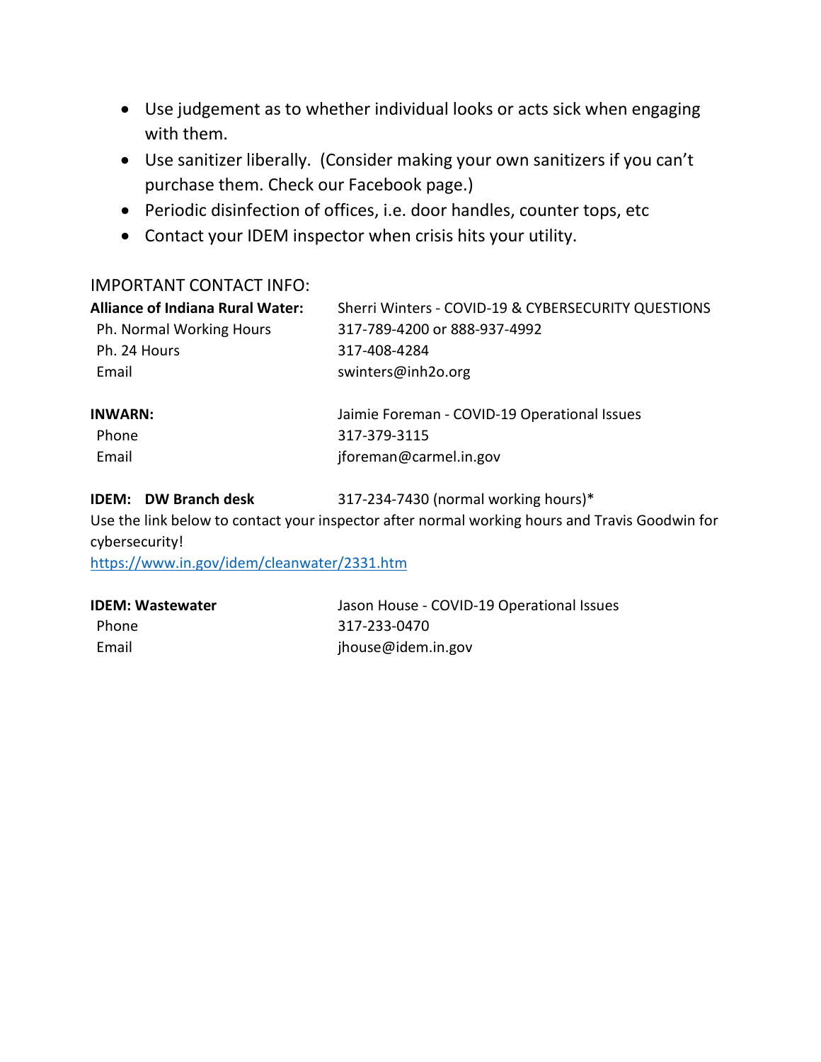- Use judgement as to whether individual looks or acts sick when engaging with them.
- Use sanitizer liberally. (Consider making your own sanitizers if you can't purchase them. Check our Facebook page.)
- Periodic disinfection of offices, i.e. door handles, counter tops, etc
- Contact your IDEM inspector when crisis hits your utility.

IMPORTANT CONTACT INFO:

| | |
|---|---|
| **Alliance of Indiana Rural Water:** | Sherri Winters - COVID-19 & CYBERSECURITY QUESTIONS |
| Ph. Normal Working Hours | 317-789-4200 or 888-937-4992 |
| Ph. 24 Hours | 317-408-4284 |
| Email | swinters@inh2o.org |

| | |
|---|---|
| **INWARN:** | Jaimie Foreman - COVID-19 Operational Issues |
| Phone | 317-379-3115 |
| Email | jforeman@carmel.in.gov |

**IDEM: DW Branch desk** 317-234-7430 (normal working hours)*

Use the link below to contact your inspector after normal working hours and Travis Goodwin for cybersecurity!

https://www.in.gov/idem/cleanwater/2331.htm

| | |
|---|---|
| **IDEM: Wastewater** | Jason House - COVID-19 Operational Issues |
| Phone | 317-233-0470 |
| Email | jhouse@idem.in.gov |